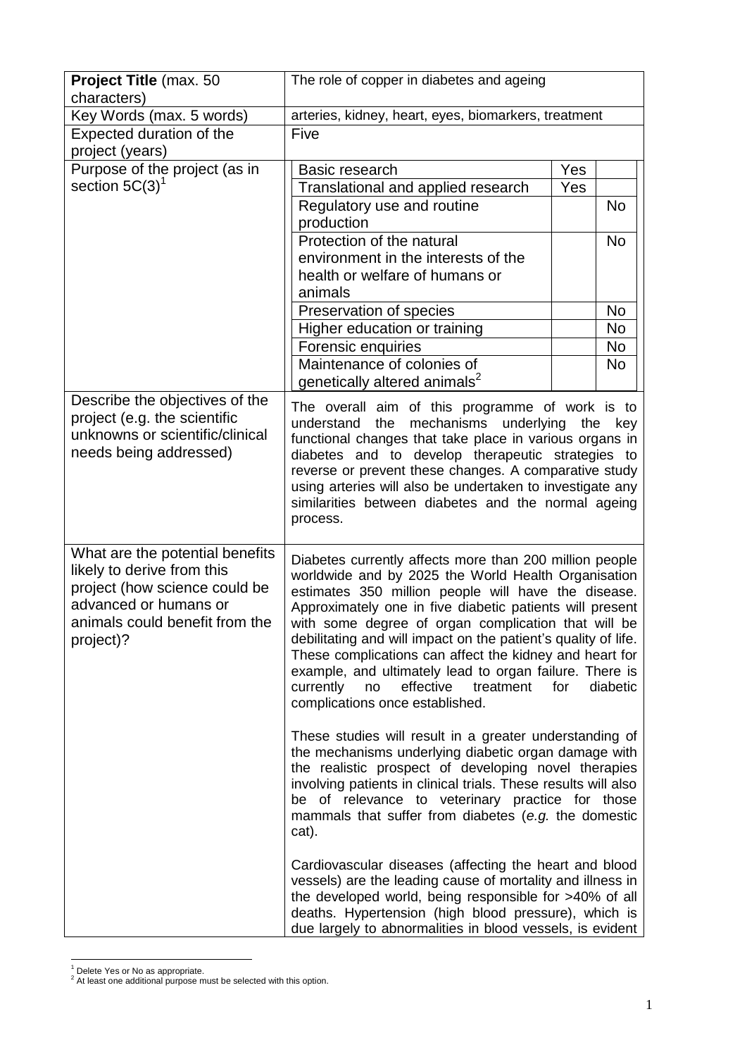| **Project Title** (max. 50 characters) | The role of copper in diabetes and ageing |
|---|---|
| Key Words (max. 5 words) | arteries, kidney, heart, eyes, biomarkers, treatment |
| Expected duration of the project (years) | Five |
| Purpose of the project (as in section 5C(3)[1] | Basic research: Yes<br>Translational and applied research: Yes<br>Regulatory use and routine production: No<br>Protection of the natural environment in the interests of the health or welfare of humans or animals: No<br>Preservation of species: No<br>Higher education or training: No<br>Forensic enquiries: No<br>Maintenance of colonies of genetically altered animals[2]: No |
| Describe the objectives of the project (e.g. the scientific unknowns or scientific/clinical needs being addressed) | The overall aim of this programme of work is to understand the mechanisms underlying the key functional changes that take place in various organs in diabetes and to develop therapeutic strategies to reverse or prevent these changes. A comparative study using arteries will also be undertaken to investigate any similarities between diabetes and the normal ageing process. |
| What are the potential benefits likely to derive from this project (how science could be advanced or humans or animals could benefit from the project)? | Diabetes currently affects more than 200 million people worldwide and by 2025 the World Health Organisation estimates 350 million people will have the disease. Approximately one in five diabetic patients will present with some degree of organ complication that will be debilitating and will impact on the patient's quality of life. These complications can affect the kidney and heart for example, and ultimately lead to organ failure. There is currently no effective treatment for diabetic complications once established.<br><br>These studies will result in a greater understanding of the mechanisms underlying diabetic organ damage with the realistic prospect of developing novel therapies involving patients in clinical trials. These results will also be of relevance to veterinary practice for those mammals that suffer from diabetes (*e.g.* the domestic cat).<br><br>Cardiovascular diseases (affecting the heart and blood vessels) are the leading cause of mortality and illness in the developed world, being responsible for >40% of all deaths. Hypertension (high blood pressure), which is due largely to abnormalities in blood vessels, is evident |

[1] Delete Yes or No as appropriate.
[2] At least one additional purpose must be selected with this option.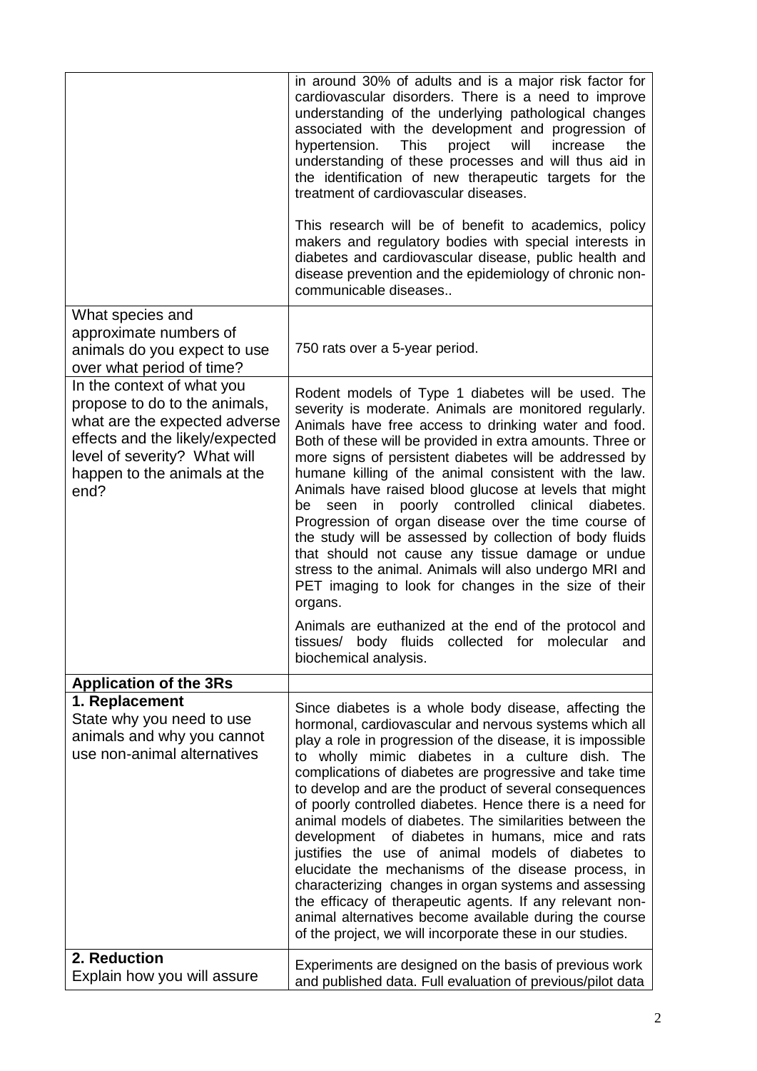| | |
|---|---|
| | in around 30% of adults and is a major risk factor for cardiovascular disorders. There is a need to improve understanding of the underlying pathological changes associated with the development and progression of hypertension. This project will increase the understanding of these processes and will thus aid in the identification of new therapeutic targets for the treatment of cardiovascular diseases.<br><br>This research will be of benefit to academics, policy makers and regulatory bodies with special interests in diabetes and cardiovascular disease, public health and disease prevention and the epidemiology of chronic non-communicable diseases.. |
| What species and approximate numbers of animals do you expect to use over what period of time? | 750 rats over a 5-year period. |
| In the context of what you propose to do to the animals, what are the expected adverse effects and the likely/expected level of severity? What will happen to the animals at the end? | Rodent models of Type 1 diabetes will be used. The severity is moderate. Animals are monitored regularly. Animals have free access to drinking water and food. Both of these will be provided in extra amounts. Three or more signs of persistent diabetes will be addressed by humane killing of the animal consistent with the law. Animals have raised blood glucose at levels that might be seen in poorly controlled clinical diabetes. Progression of organ disease over the time course of the study will be assessed by collection of body fluids that should not cause any tissue damage or undue stress to the animal. Animals will also undergo MRI and PET imaging to look for changes in the size of their organs.<br><br>Animals are euthanized at the end of the protocol and tissues/ body fluids collected for molecular and biochemical analysis. |
| **Application of the 3Rs** | |
| **1. Replacement**<br>State why you need to use animals and why you cannot use non-animal alternatives | Since diabetes is a whole body disease, affecting the hormonal, cardiovascular and nervous systems which all play a role in progression of the disease, it is impossible to wholly mimic diabetes in a culture dish. The complications of diabetes are progressive and take time to develop and are the product of several consequences of poorly controlled diabetes. Hence there is a need for animal models of diabetes. The similarities between the development of diabetes in humans, mice and rats justifies the use of animal models of diabetes to elucidate the mechanisms of the disease process, in characterizing changes in organ systems and assessing the efficacy of therapeutic agents. If any relevant non-animal alternatives become available during the course of the project, we will incorporate these in our studies. |
| **2. Reduction**<br>Explain how you will assure | Experiments are designed on the basis of previous work and published data. Full evaluation of previous/pilot data |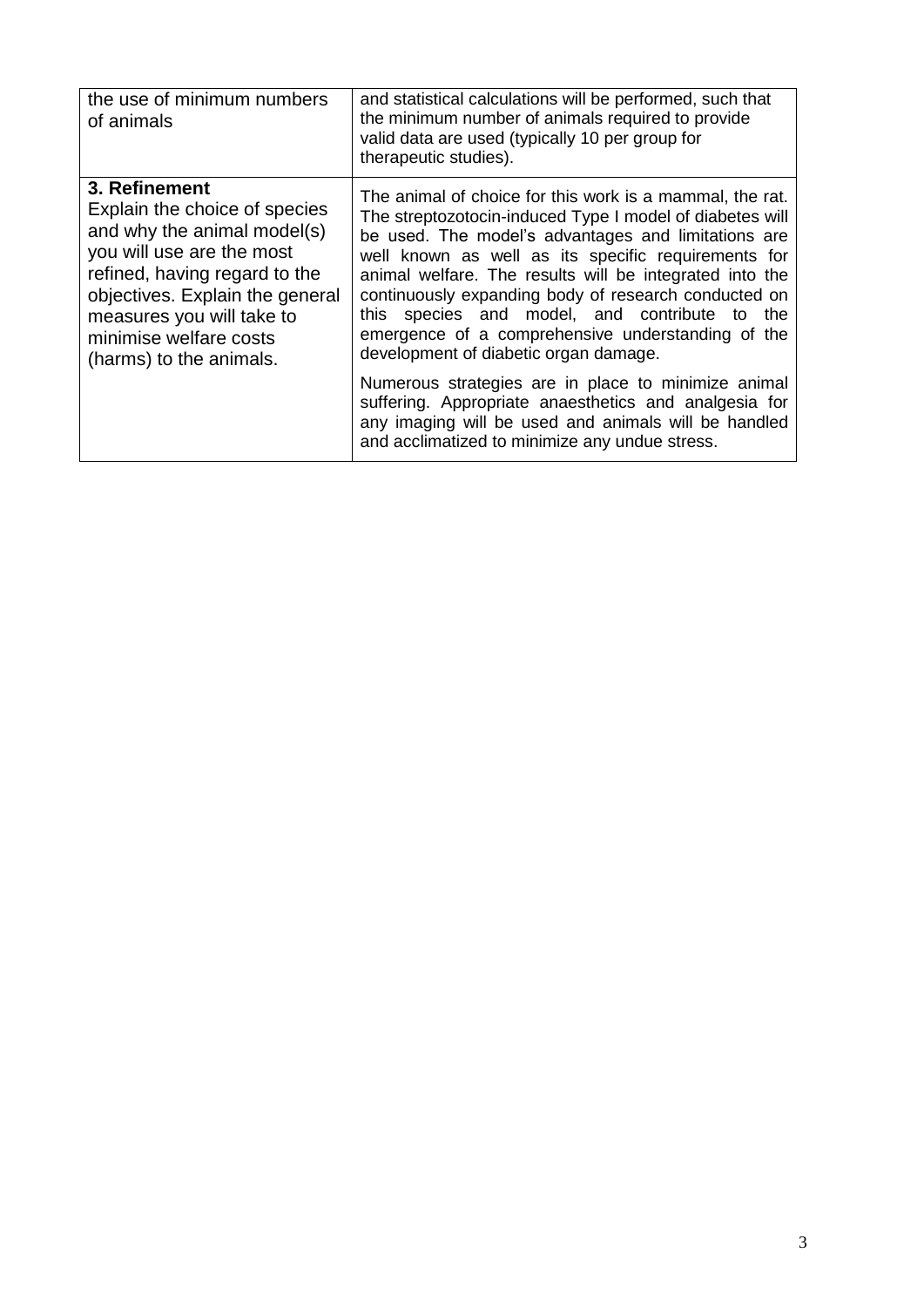| | |
|---|---|
| the use of minimum numbers of animals | and statistical calculations will be performed, such that the minimum number of animals required to provide valid data are used (typically 10 per group for therapeutic studies). |
| **3. Refinement**<br>Explain the choice of species and why the animal model(s) you will use are the most refined, having regard to the objectives. Explain the general measures you will take to minimise welfare costs (harms) to the animals. | The animal of choice for this work is a mammal, the rat. The streptozotocin-induced Type I model of diabetes will be used. The model's advantages and limitations are well known as well as its specific requirements for animal welfare. The results will be integrated into the continuously expanding body of research conducted on this species and model, and contribute to the emergence of a comprehensive understanding of the development of diabetic organ damage.<br><br>Numerous strategies are in place to minimize animal suffering. Appropriate anaesthetics and analgesia for any imaging will be used and animals will be handled and acclimatized to minimize any undue stress. |